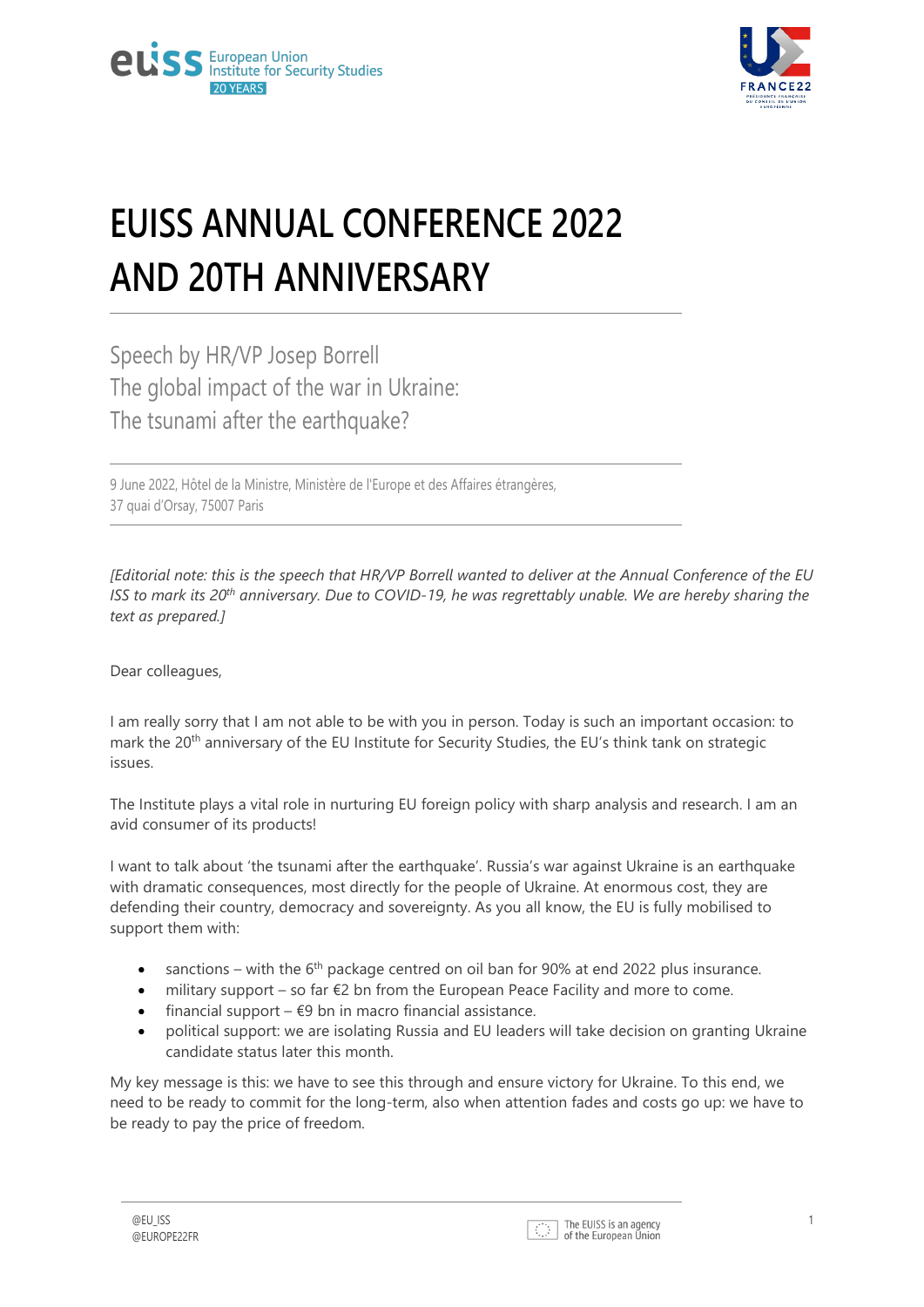# EUISS ANNUAL CONFERENCE 2022 AND 20TH ANNIVERSARY

## Speech by HR/VP Josep Borrell
## The global impact of the war in Ukraine: The tsunami after the earthquake?

9 June 2022, Hôtel de la Ministre, Ministère de l'Europe et des Affaires étrangères, 37 quai d'Orsay, 75007 Paris

*[Editorial note: this is the speech that HR/VP Borrell wanted to deliver at the Annual Conference of the EU ISS to mark its 20th anniversary. Due to COVID-19, he was regrettably unable. We are hereby sharing the text as prepared.]*

Dear colleagues,

I am really sorry that I am not able to be with you in person. Today is such an important occasion: to mark the 20th anniversary of the EU Institute for Security Studies, the EU's think tank on strategic issues.

The Institute plays a vital role in nurturing EU foreign policy with sharp analysis and research. I am an avid consumer of its products!

I want to talk about 'the tsunami after the earthquake'. Russia's war against Ukraine is an earthquake with dramatic consequences, most directly for the people of Ukraine. At enormous cost, they are defending their country, democracy and sovereignty. As you all know, the EU is fully mobilised to support them with:

- sanctions – with the 6th package centred on oil ban for 90% at end 2022 plus insurance.
- military support – so far €2 bn from the European Peace Facility and more to come.
- financial support – €9 bn in macro financial assistance.
- political support: we are isolating Russia and EU leaders will take decision on granting Ukraine candidate status later this month.

My key message is this: we have to see this through and ensure victory for Ukraine. To this end, we need to be ready to commit for the long-term, also when attention fades and costs go up: we have to be ready to pay the price of freedom.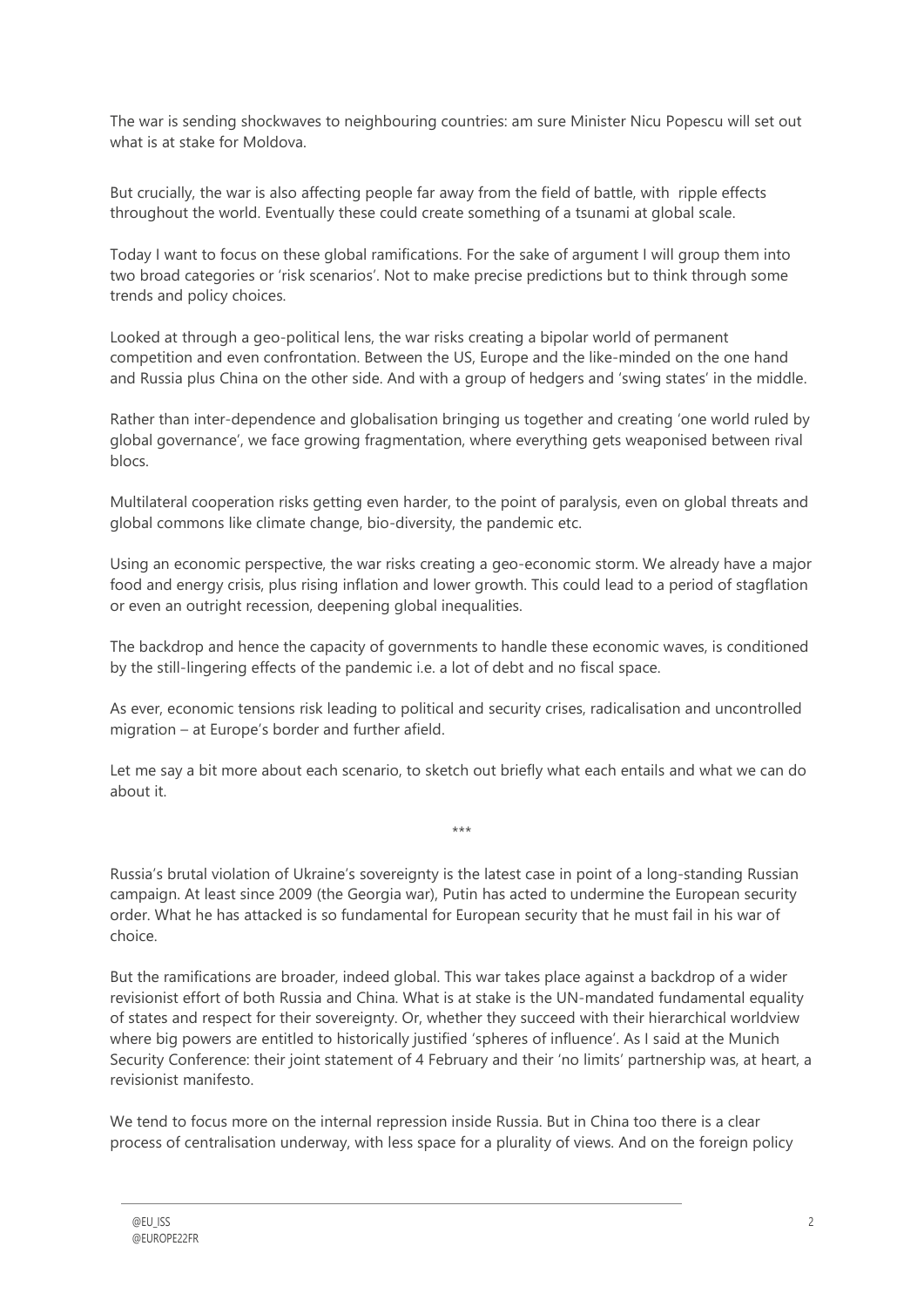The war is sending shockwaves to neighbouring countries: am sure Minister Nicu Popescu will set out what is at stake for Moldova.

But crucially, the war is also affecting people far away from the field of battle, with ripple effects throughout the world. Eventually these could create something of a tsunami at global scale.

Today I want to focus on these global ramifications. For the sake of argument I will group them into two broad categories or 'risk scenarios'. Not to make precise predictions but to think through some trends and policy choices.

Looked at through a geo-political lens, the war risks creating a bipolar world of permanent competition and even confrontation. Between the US, Europe and the like-minded on the one hand and Russia plus China on the other side. And with a group of hedgers and 'swing states' in the middle.

Rather than inter-dependence and globalisation bringing us together and creating 'one world ruled by global governance', we face growing fragmentation, where everything gets weaponised between rival blocs.

Multilateral cooperation risks getting even harder, to the point of paralysis, even on global threats and global commons like climate change, bio-diversity, the pandemic etc.

Using an economic perspective, the war risks creating a geo-economic storm. We already have a major food and energy crisis, plus rising inflation and lower growth. This could lead to a period of stagflation or even an outright recession, deepening global inequalities.

The backdrop and hence the capacity of governments to handle these economic waves, is conditioned by the still-lingering effects of the pandemic i.e. a lot of debt and no fiscal space.

As ever, economic tensions risk leading to political and security crises, radicalisation and uncontrolled migration – at Europe's border and further afield.

Let me say a bit more about each scenario, to sketch out briefly what each entails and what we can do about it.

\*\*\*

Russia's brutal violation of Ukraine's sovereignty is the latest case in point of a long-standing Russian campaign. At least since 2009 (the Georgia war), Putin has acted to undermine the European security order. What he has attacked is so fundamental for European security that he must fail in his war of choice.

But the ramifications are broader, indeed global. This war takes place against a backdrop of a wider revisionist effort of both Russia and China. What is at stake is the UN-mandated fundamental equality of states and respect for their sovereignty. Or, whether they succeed with their hierarchical worldview where big powers are entitled to historically justified 'spheres of influence'. As I said at the Munich Security Conference: their joint statement of 4 February and their 'no limits' partnership was, at heart, a revisionist manifesto.

We tend to focus more on the internal repression inside Russia. But in China too there is a clear process of centralisation underway, with less space for a plurality of views. And on the foreign policy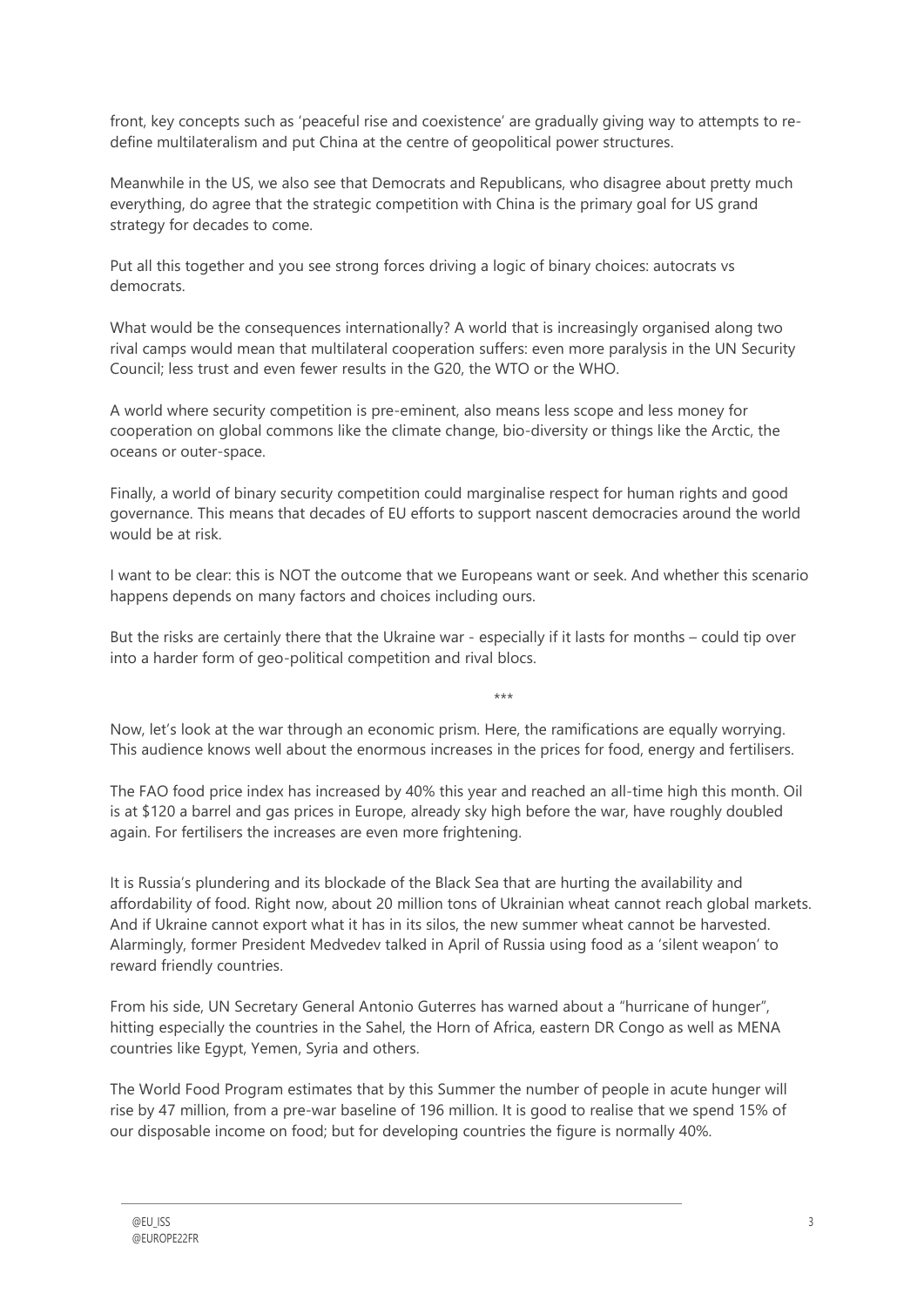front, key concepts such as 'peaceful rise and coexistence' are gradually giving way to attempts to re-define multilateralism and put China at the centre of geopolitical power structures.

Meanwhile in the US, we also see that Democrats and Republicans, who disagree about pretty much everything, do agree that the strategic competition with China is the primary goal for US grand strategy for decades to come.

Put all this together and you see strong forces driving a logic of binary choices: autocrats vs democrats.

What would be the consequences internationally? A world that is increasingly organised along two rival camps would mean that multilateral cooperation suffers: even more paralysis in the UN Security Council; less trust and even fewer results in the G20, the WTO or the WHO.

A world where security competition is pre-eminent, also means less scope and less money for cooperation on global commons like the climate change, bio-diversity or things like the Arctic, the oceans or outer-space.

Finally, a world of binary security competition could marginalise respect for human rights and good governance. This means that decades of EU efforts to support nascent democracies around the world would be at risk.

I want to be clear: this is NOT the outcome that we Europeans want or seek. And whether this scenario happens depends on many factors and choices including ours.

But the risks are certainly there that the Ukraine war - especially if it lasts for months – could tip over into a harder form of geo-political competition and rival blocs.

\*\*\*

Now, let's look at the war through an economic prism. Here, the ramifications are equally worrying. This audience knows well about the enormous increases in the prices for food, energy and fertilisers.

The FAO food price index has increased by 40% this year and reached an all-time high this month. Oil is at $120 a barrel and gas prices in Europe, already sky high before the war, have roughly doubled again. For fertilisers the increases are even more frightening.

It is Russia's plundering and its blockade of the Black Sea that are hurting the availability and affordability of food. Right now, about 20 million tons of Ukrainian wheat cannot reach global markets. And if Ukraine cannot export what it has in its silos, the new summer wheat cannot be harvested. Alarmingly, former President Medvedev talked in April of Russia using food as a 'silent weapon' to reward friendly countries.

From his side, UN Secretary General Antonio Guterres has warned about a "hurricane of hunger", hitting especially the countries in the Sahel, the Horn of Africa, eastern DR Congo as well as MENA countries like Egypt, Yemen, Syria and others.

The World Food Program estimates that by this Summer the number of people in acute hunger will rise by 47 million, from a pre-war baseline of 196 million. It is good to realise that we spend 15% of our disposable income on food; but for developing countries the figure is normally 40%.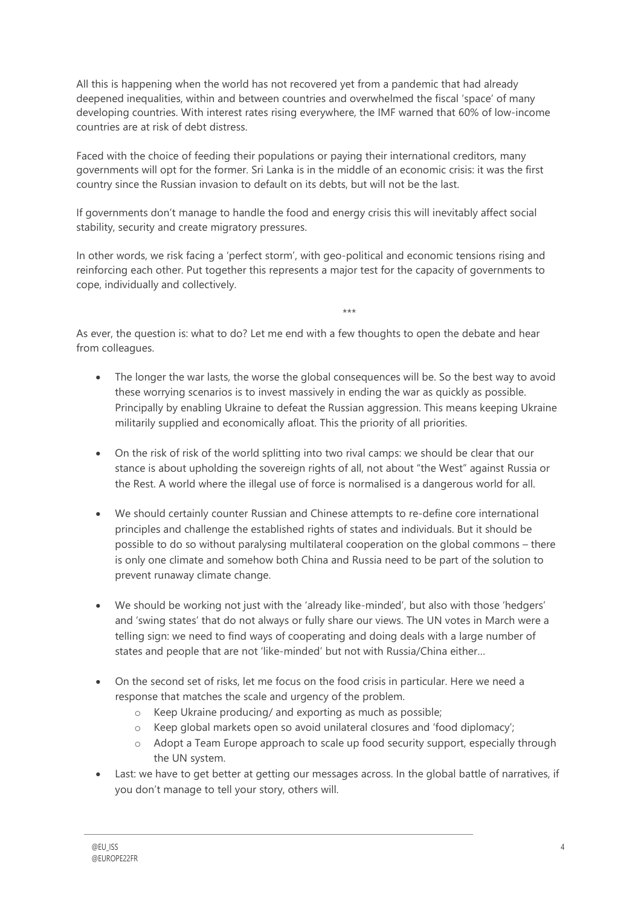All this is happening when the world has not recovered yet from a pandemic that had already deepened inequalities, within and between countries and overwhelmed the fiscal 'space' of many developing countries. With interest rates rising everywhere, the IMF warned that 60% of low-income countries are at risk of debt distress.

Faced with the choice of feeding their populations or paying their international creditors, many governments will opt for the former. Sri Lanka is in the middle of an economic crisis: it was the first country since the Russian invasion to default on its debts, but will not be the last.

If governments don't manage to handle the food and energy crisis this will inevitably affect social stability, security and create migratory pressures.

In other words, we risk facing a 'perfect storm', with geo-political and economic tensions rising and reinforcing each other. Put together this represents a major test for the capacity of governments to cope, individually and collectively.

\*\*\*

As ever, the question is: what to do? Let me end with a few thoughts to open the debate and hear from colleagues.

- The longer the war lasts, the worse the global consequences will be. So the best way to avoid these worrying scenarios is to invest massively in ending the war as quickly as possible. Principally by enabling Ukraine to defeat the Russian aggression. This means keeping Ukraine militarily supplied and economically afloat. This the priority of all priorities.

- On the risk of risk of the world splitting into two rival camps: we should be clear that our stance is about upholding the sovereign rights of all, not about "the West" against Russia or the Rest. A world where the illegal use of force is normalised is a dangerous world for all.

- We should certainly counter Russian and Chinese attempts to re-define core international principles and challenge the established rights of states and individuals. But it should be possible to do so without paralysing multilateral cooperation on the global commons – there is only one climate and somehow both China and Russia need to be part of the solution to prevent runaway climate change.

- We should be working not just with the 'already like-minded', but also with those 'hedgers' and 'swing states' that do not always or fully share our views. The UN votes in March were a telling sign: we need to find ways of cooperating and doing deals with a large number of states and people that are not 'like-minded' but not with Russia/China either…

- On the second set of risks, let me focus on the food crisis in particular. Here we need a response that matches the scale and urgency of the problem.
  - Keep Ukraine producing/ and exporting as much as possible;
  - Keep global markets open so avoid unilateral closures and 'food diplomacy';
  - Adopt a Team Europe approach to scale up food security support, especially through the UN system.
- Last: we have to get better at getting our messages across. In the global battle of narratives, if you don't manage to tell your story, others will.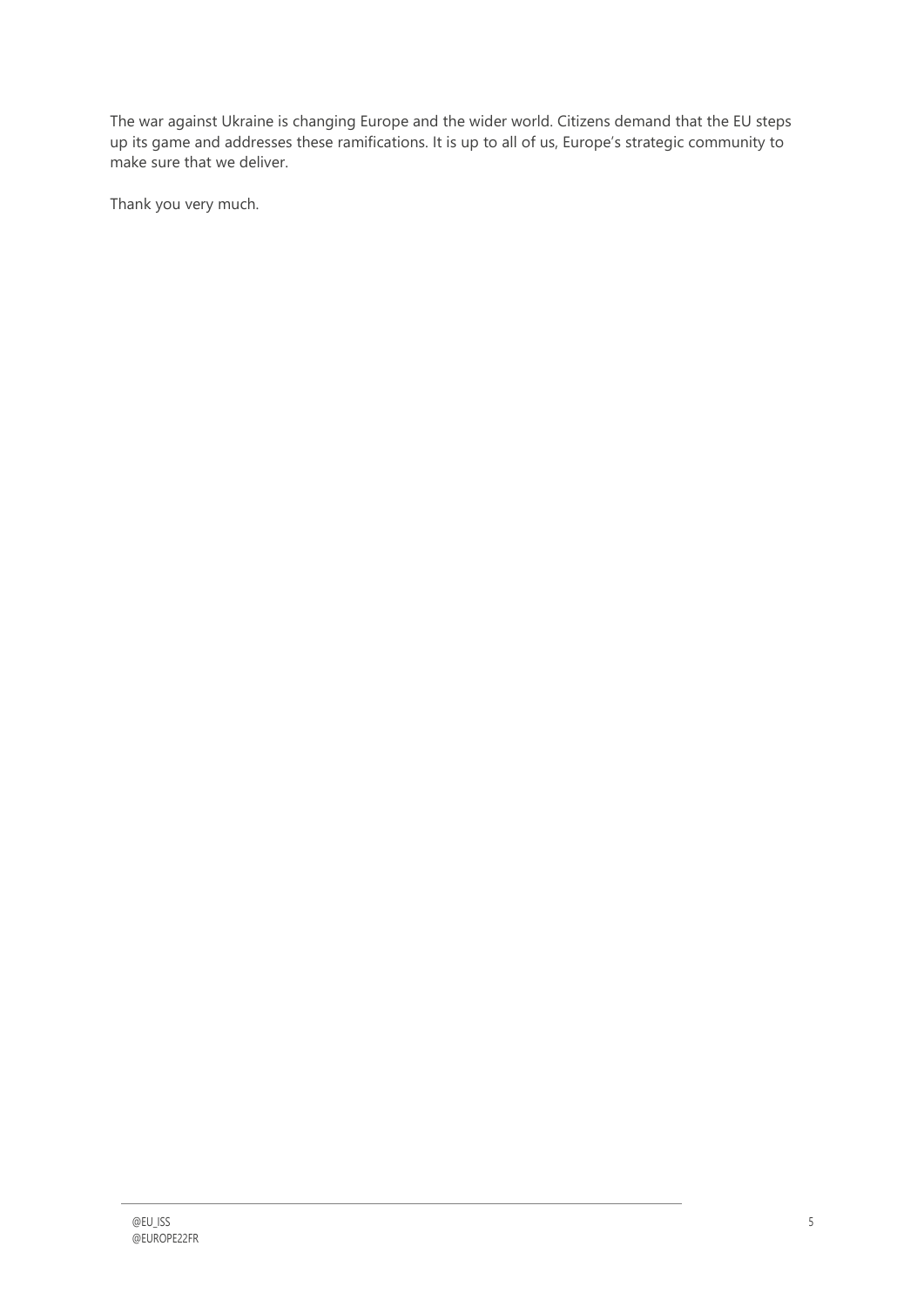The war against Ukraine is changing Europe and the wider world. Citizens demand that the EU steps up its game and addresses these ramifications. It is up to all of us, Europe's strategic community to make sure that we deliver.

Thank you very much.